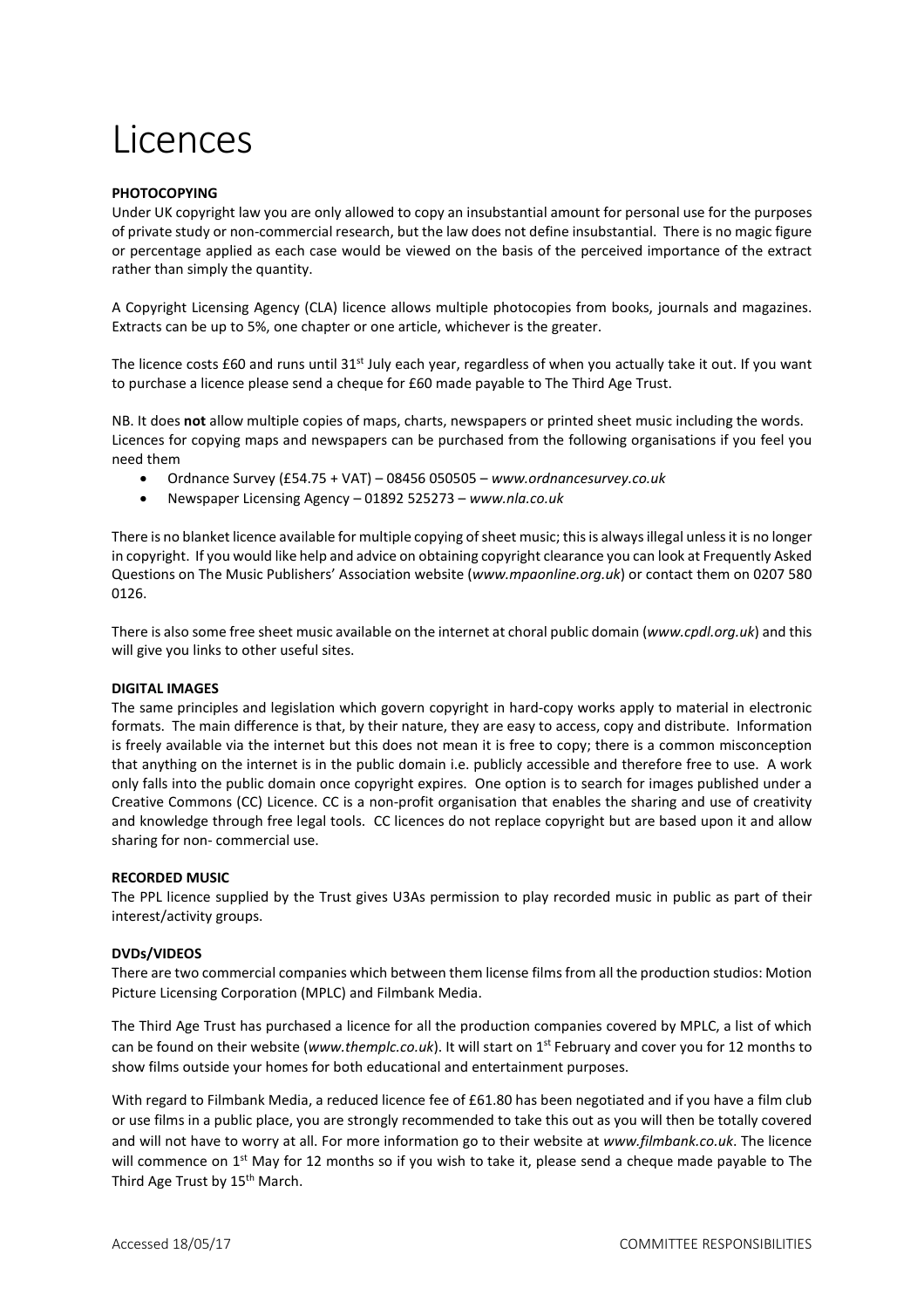# Licences

**PHOTOCOPYING**

Under UK copyright law you are only allowed to copy an insubstantial amount for personal use for the purposes of private study or non-commercial research, but the law does not define insubstantial. There is no magic figure or percentage applied as each case would be viewed on the basis of the perceived importance of the extract rather than simply the quantity.

A Copyright Licensing Agency (CLA) licence allows multiple photocopies from books, journals and magazines. Extracts can be up to 5%, one chapter or one article, whichever is the greater.

The licence costs £60 and runs until 31st July each year, regardless of when you actually take it out. If you want to purchase a licence please send a cheque for £60 made payable to The Third Age Trust.

NB. It does **not** allow multiple copies of maps, charts, newspapers or printed sheet music including the words. Licences for copying maps and newspapers can be purchased from the following organisations if you feel you need them

- Ordnance Survey (£54.75 + VAT) – 08456 050505 – *www.ordnancesurvey.co.uk*
- Newspaper Licensing Agency – 01892 525273 – *www.nla.co.uk*

There is no blanket licence available for multiple copying of sheet music; this is always illegal unless it is no longer in copyright. If you would like help and advice on obtaining copyright clearance you can look at Frequently Asked Questions on The Music Publishers' Association website (*www.mpaonline.org.uk*) or contact them on 0207 580 0126.

There is also some free sheet music available on the internet at choral public domain (*www.cpdl.org.uk*) and this will give you links to other useful sites.

**DIGITAL IMAGES**

The same principles and legislation which govern copyright in hard-copy works apply to material in electronic formats. The main difference is that, by their nature, they are easy to access, copy and distribute. Information is freely available via the internet but this does not mean it is free to copy; there is a common misconception that anything on the internet is in the public domain i.e. publicly accessible and therefore free to use. A work only falls into the public domain once copyright expires. One option is to search for images published under a Creative Commons (CC) Licence. CC is a non-profit organisation that enables the sharing and use of creativity and knowledge through free legal tools. CC licences do not replace copyright but are based upon it and allow sharing for non- commercial use.

**RECORDED MUSIC**

The PPL licence supplied by the Trust gives U3As permission to play recorded music in public as part of their interest/activity groups.

**DVDs/VIDEOS**

There are two commercial companies which between them license films from all the production studios: Motion Picture Licensing Corporation (MPLC) and Filmbank Media.

The Third Age Trust has purchased a licence for all the production companies covered by MPLC, a list of which can be found on their website (*www.themplc.co.uk*). It will start on 1st February and cover you for 12 months to show films outside your homes for both educational and entertainment purposes.

With regard to Filmbank Media, a reduced licence fee of £61.80 has been negotiated and if you have a film club or use films in a public place, you are strongly recommended to take this out as you will then be totally covered and will not have to worry at all. For more information go to their website at *www.filmbank.co.uk*. The licence will commence on 1st May for 12 months so if you wish to take it, please send a cheque made payable to The Third Age Trust by 15th March.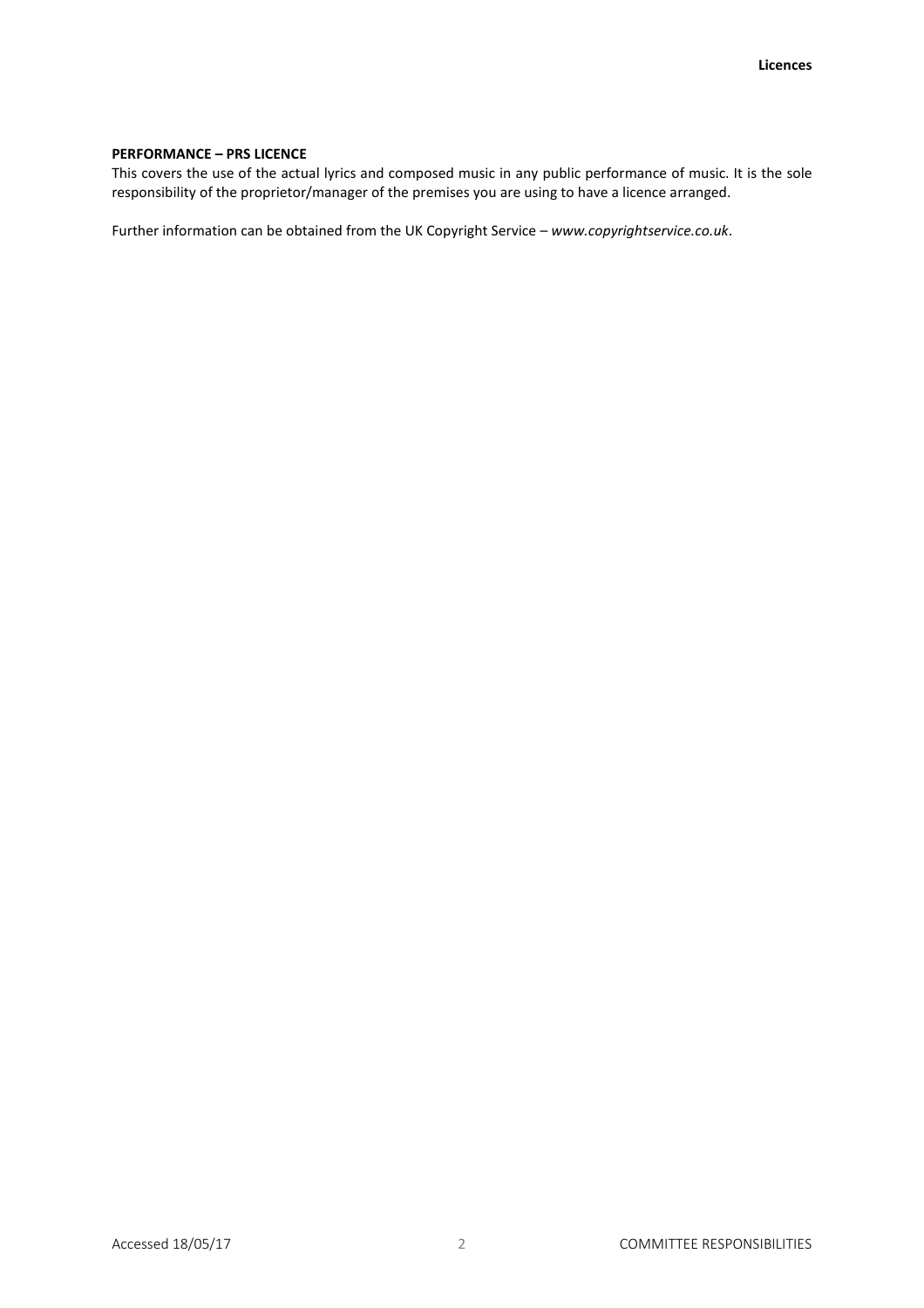**PERFORMANCE – PRS LICENCE**

This covers the use of the actual lyrics and composed music in any public performance of music. It is the sole responsibility of the proprietor/manager of the premises you are using to have a licence arranged.

Further information can be obtained from the UK Copyright Service – *www.copyrightservice.co.uk*.